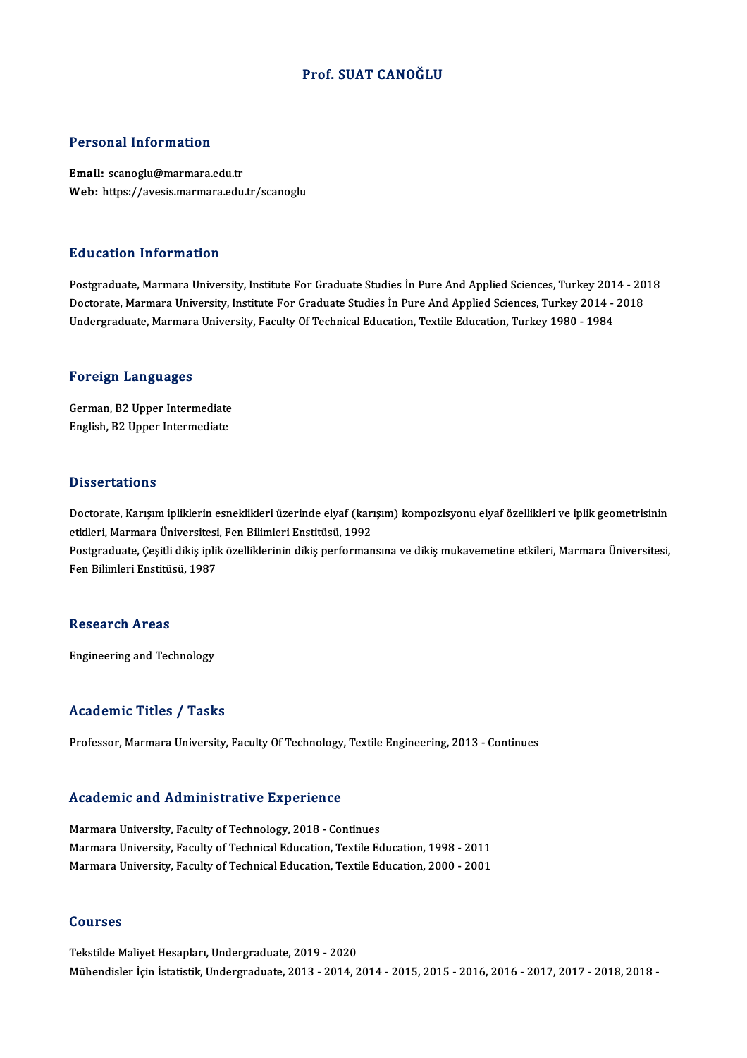# Prof. SUAT CANOĞLU

## Personal Information

**Email:** scanoglu@marmara.edu.tr
**Web:** https://avesis.marmara.edu.tr/scanoglu

## Education Information

Postgraduate, Marmara University, Institute For Graduate Studies İn Pure And Applied Sciences, Turkey 2014 - 2018
Doctorate, Marmara University, Institute For Graduate Studies İn Pure And Applied Sciences, Turkey 2014 - 2018
Undergraduate, Marmara University, Faculty Of Technical Education, Textile Education, Turkey 1980 - 1984

## Foreign Languages

German, B2 Upper Intermediate
English, B2 Upper Intermediate

## Dissertations

Doctorate, Karışım ipliklerin esneklikleri üzerinde elyaf (karışım) kompozisyonu elyaf özellikleri ve iplik geometrisinin etkileri, Marmara Üniversitesi, Fen Bilimleri Enstitüsü, 1992
Postgraduate, Çeşitli dikiş iplik özelliklerinin dikiş performansına ve dikiş mukavemetine etkileri, Marmara Üniversitesi, Fen Bilimleri Enstitüsü, 1987

## Research Areas

Engineering and Technology

## Academic Titles / Tasks

Professor, Marmara University, Faculty Of Technology, Textile Engineering, 2013 - Continues

## Academic and Administrative Experience

Marmara University, Faculty of Technology, 2018 - Continues
Marmara University, Faculty of Technical Education, Textile Education, 1998 - 2011
Marmara University, Faculty of Technical Education, Textile Education, 2000 - 2001

## Courses

Tekstilde Maliyet Hesapları, Undergraduate, 2019 - 2020
Mühendisler İçin İstatistik, Undergraduate, 2013 - 2014, 2014 - 2015, 2015 - 2016, 2016 - 2017, 2017 - 2018, 2018 -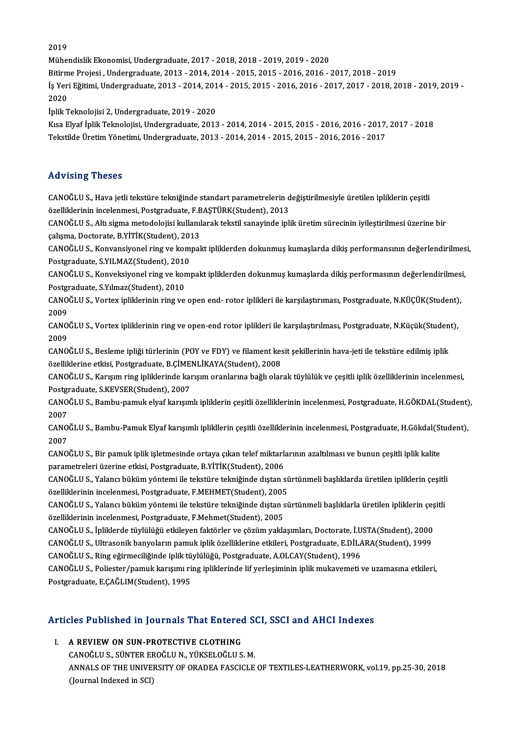2019
Mühendislik Ekonomisi, Undergraduate, 2017 - 2018, 2018 - 2019, 2019 - 2020
Bitirme Projesi , Undergraduate, 2013 - 2014, 2014 - 2015, 2015 - 2016, 2016 - 2017, 2018 - 2019
İş Yeri Eğitimi, Undergraduate, 2013 - 2014, 2014 - 2015, 2015 - 2016, 2016 - 2017, 2017 - 2018, 2018 - 2019, 2019 - 2020
İplik Teknolojisi 2, Undergraduate, 2019 - 2020
Kısa Elyaf İplik Teknolojisi, Undergraduate, 2013 - 2014, 2014 - 2015, 2015 - 2016, 2016 - 2017, 2017 - 2018
Tekstilde Üretim Yönetimi, Undergraduate, 2013 - 2014, 2014 - 2015, 2015 - 2016, 2016 - 2017

## Advising Theses

CANOĞLU S., Hava jetli tekstüre tekniğinde standart parametrelerin değiştirilmesiyle üretilen ipliklerin çeşitli özelliklerinin incelenmesi, Postgraduate, F.BAŞTÜRK(Student), 2013
CANOĞLU S., Altı sigma metodolojisi kullanılarak tekstil sanayinde iplik üretim sürecinin iyileştirilmesi üzerine bir çalışma, Doctorate, B.YİTİK(Student), 2013
CANOĞLU S., Konvansiyonel ring ve kompakt ipliklerden dokunmuş kumaşlarda dikiş performansının değerlendirilmesi, Postgraduate, S.YILMAZ(Student), 2010
CANOĞLU S., Konveksiyonel ring ve kompakt ipliklerden dokunmuş kumaşlarda dikiş performasının değerlendirilmesi, Postgraduate, S.Yılmaz(Student), 2010
CANOĞLU S., Vortex ipliklerinin ring ve open end- rotor iplikleri ile karşılaştırıması, Postgraduate, N.KÜÇÜK(Student), 2009
CANOĞLU S., Vortex ipliklerinin ring ve open-end rotor iplikleri ile karşılaştırılması, Postgraduate, N.Küçük(Student), 2009
CANOĞLU S., Besleme ipliği türlerinin (POY ve FDY) ve filament kesit şekillerinin hava-jeti ile tekstüre edilmiş iplik özelliklerine etkisi, Postgraduate, B.ÇİMENLİKAYA(Student), 2008
CANOĞLU S., Karışım ring ipliklerinde karışım oranlarına bağlı olarak tüylülük ve çeşitli iplik özelliklerinin incelenmesi, Postgraduate, S.KEVSER(Student), 2007
CANOĞLU S., Bambu-pamuk elyaf karışımlı ipliklerin çeşitli özelliklerinin incelenmesi, Postgraduate, H.GÖKDAL(Student), 2007
CANOĞLU S., Bambu-Pamuk Elyaf karışımlı iplikllerin çeşitli özelliklerinin incelenmesi, Postgraduate, H.Gökdal(Student), 2007
CANOĞLU S., Bir pamuk iplik işletmesinde ortaya çıkan telef miktarlarının azaltılması ve bunun çeşitli iplik kalite parametreleri üzerine etkisi, Postgraduate, B.YİTİK(Student), 2006
CANOĞLU S., Yalancı büküm yöntemi ile tekstüre tekniğinde dıştan sürtünmeli başlıklarda üretilen ipliklerin çeşitli özelliklerinin incelenmesi, Postgraduate, F.MEHMET(Student), 2005
CANOĞLU S., Yalancı büküm yöntemi ile tekstüre tekniğinde dıştan sürtünmeli başlıklarla üretilen ipliklerin çeşitli özelliklerinin incelenmesi, Postgraduate, F.Mehmet(Student), 2005
CANOĞLU S., İpliklerde tüylülüğü etkileyen faktörler ve çözüm yaklaşımları, Doctorate, İ.USTA(Student), 2000
CANOĞLU S., Ultrasonik banyoların pamuk iplik özelliklerine etkileri, Postgraduate, E.DİLARA(Student), 1999
CANOĞLU S., Ring eğirmeciliğinde iplik tüylülüğü, Postgraduate, A.OLCAY(Student), 1996
CANOĞLU S., Poliester/pamuk karışımı ring ipliklerinde lif yerleşiminin iplik mukavemeti ve uzamasına etkileri, Postgraduate, E.ÇAĞLIM(Student), 1995

## Articles Published in Journals That Entered SCI, SSCI and AHCI Indexes

I. **A REVIEW ON SUN-PROTECTIVE CLOTHING**
CANOĞLU S., SÜNTER EROĞLU N., YÜKSELOĞLU S. M.
ANNALS OF THE UNIVERSITY OF ORADEA FASCICLE OF TEXTILES-LEATHERWORK, vol.19, pp.25-30, 2018
(Journal Indexed in SCI)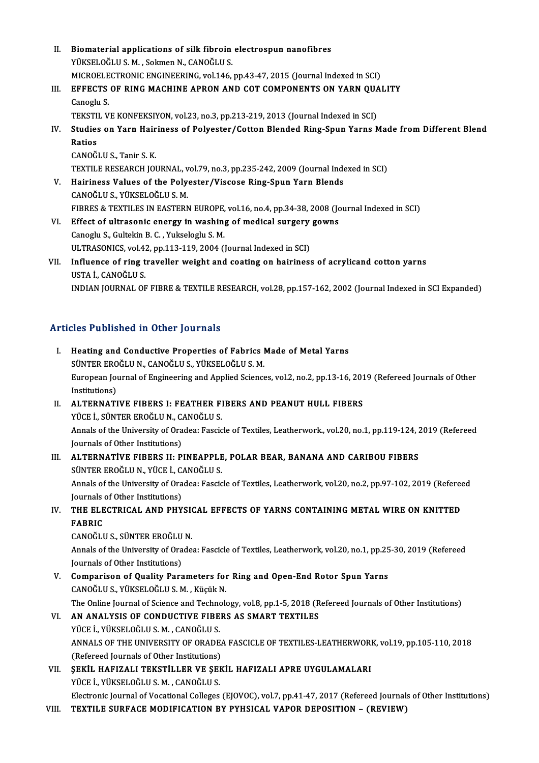II. **Biomaterial applications of silk fibroin electrospun nanofibres**
YÜKSELOĞLU S. M. , Sokmen N., CANOĞLU S.
MICROELECTRONIC ENGINEERING, vol.146, pp.43-47, 2015 (Journal Indexed in SCI)

III. **EFFECTS OF RING MACHINE APRON AND COT COMPONENTS ON YARN QUALITY**
Canoglu S.
TEKSTIL VE KONFEKSIYON, vol.23, no.3, pp.213-219, 2013 (Journal Indexed in SCI)

IV. **Studies on Yarn Hairiness of Polyester/Cotton Blended Ring-Spun Yarns Made from Different Blend Ratios**
CANOĞLU S., Tanir S. K.
TEXTILE RESEARCH JOURNAL, vol.79, no.3, pp.235-242, 2009 (Journal Indexed in SCI)

V. **Hairiness Values of the Polyester/Viscose Ring-Spun Yarn Blends**
CANOĞLU S., YÜKSELOĞLU S. M.
FIBRES & TEXTILES IN EASTERN EUROPE, vol.16, no.4, pp.34-38, 2008 (Journal Indexed in SCI)

VI. **Effect of ultrasonic energy in washing of medical surgery gowns**
Canoglu S., Gultekin B. C. , Yukseloglu S. M.
ULTRASONICS, vol.42, pp.113-119, 2004 (Journal Indexed in SCI)

VII. **Influence of ring traveller weight and coating on hairiness of acrylicand cotton yarns**
USTA İ., CANOĞLU S.
INDIAN JOURNAL OF FIBRE & TEXTILE RESEARCH, vol.28, pp.157-162, 2002 (Journal Indexed in SCI Expanded)

## Articles Published in Other Journals

I. **Heating and Conductive Properties of Fabrics Made of Metal Yarns**
SÜNTER EROĞLU N., CANOĞLU S., YÜKSELOĞLU S. M.
European Journal of Engineering and Applied Sciences, vol.2, no.2, pp.13-16, 2019 (Refereed Journals of Other Institutions)

II. **ALTERNATIVE FIBERS I: FEATHER FIBERS AND PEANUT HULL FIBERS**
YÜCE İ., SÜNTER EROĞLU N., CANOĞLU S.
Annals of the University of Oradea: Fascicle of Textiles, Leatherwork., vol.20, no.1, pp.119-124, 2019 (Refereed Journals of Other Institutions)

III. **ALTERNATİVE FIBERS II: PINEAPPLE, POLAR BEAR, BANANA AND CARIBOU FIBERS**
SÜNTER EROĞLU N., YÜCE İ., CANOĞLU S.
Annals of the University of Oradea: Fascicle of Textiles, Leatherwork, vol.20, no.2, pp.97-102, 2019 (Refereed Journals of Other Institutions)

IV. **THE ELECTRICAL AND PHYSICAL EFFECTS OF YARNS CONTAINING METAL WIRE ON KNITTED FABRIC**
CANOĞLU S., SÜNTER EROĞLU N.
Annals of the University of Oradea: Fascicle of Textiles, Leatherwork, vol.20, no.1, pp.25-30, 2019 (Refereed Journals of Other Institutions)

V. **Comparison of Quality Parameters for Ring and Open-End Rotor Spun Yarns**
CANOĞLU S., YÜKSELOĞLU S. M. , Küçük N.
The Online Journal of Science and Technology, vol.8, pp.1-5, 2018 (Refereed Journals of Other Institutions)

VI. **AN ANALYSIS OF CONDUCTIVE FIBERS AS SMART TEXTILES**
YÜCE İ., YÜKSELOĞLU S. M. , CANOĞLU S.
ANNALS OF THE UNIVERSITY OF ORADEA FASCICLE OF TEXTILES-LEATHERWORK, vol.19, pp.105-110, 2018 (Refereed Journals of Other Institutions)

VII. **ŞEKİL HAFIZALI TEKSTİLLER VE ŞEKİL HAFIZALI APRE UYGULAMALARI**
YÜCE İ., YÜKSELOĞLU S. M. , CANOĞLU S.
Electronic Journal of Vocational Colleges (EJOVOC), vol.7, pp.41-47, 2017 (Refereed Journals of Other Institutions)

VIII. **TEXTILE SURFACE MODIFICATION BY PYHSICAL VAPOR DEPOSITION – (REVIEW)**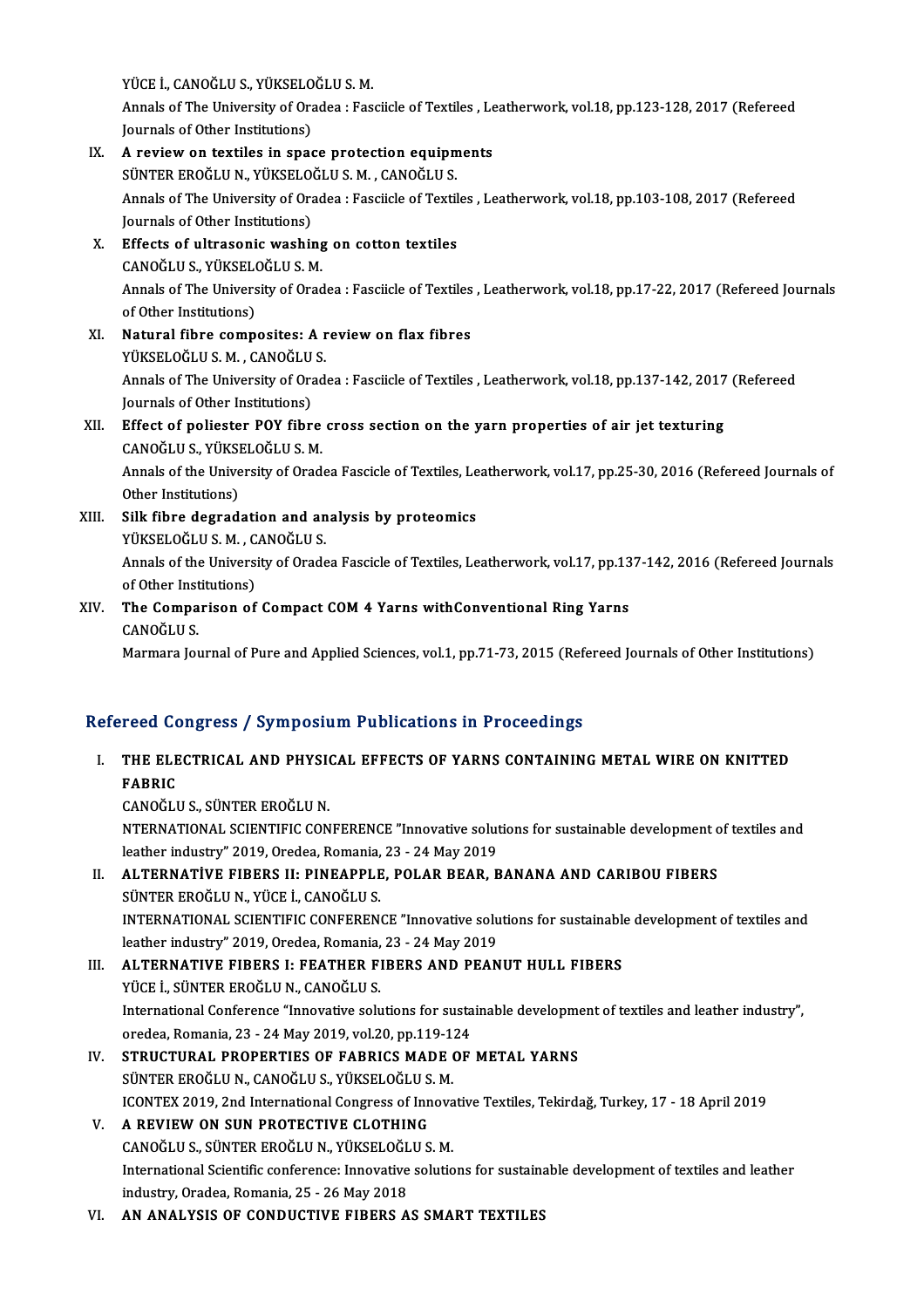YÜCE İ., CANOĞLU S., YÜKSELOĞLU S. M.
Annals of The University of Oradea : Fasciicle of Textiles , Leatherwork, vol.18, pp.123-128, 2017 (Refereed Journals of Other Institutions)

IX. **A review on textiles in space protection equipments**
SÜNTER EROĞLU N., YÜKSELOĞLU S. M. , CANOĞLU S.
Annals of The University of Oradea : Fasciicle of Textiles , Leatherwork, vol.18, pp.103-108, 2017 (Refereed Journals of Other Institutions)

X. **Effects of ultrasonic washing on cotton textiles**
CANOĞLU S., YÜKSELOĞLU S. M.
Annals of The University of Oradea : Fasciicle of Textiles , Leatherwork, vol.18, pp.17-22, 2017 (Refereed Journals of Other Institutions)

XI. **Natural fibre composites: A review on flax fibres**
YÜKSELOĞLU S. M. , CANOĞLU S.
Annals of The University of Oradea : Fasciicle of Textiles , Leatherwork, vol.18, pp.137-142, 2017 (Refereed Journals of Other Institutions)

XII. **Effect of poliester POY fibre cross section on the yarn properties of air jet texturing**
CANOĞLU S., YÜKSELOĞLU S. M.
Annals of the University of Oradea Fascicle of Textiles, Leatherwork, vol.17, pp.25-30, 2016 (Refereed Journals of Other Institutions)

XIII. **Silk fibre degradation and analysis by proteomics**
YÜKSELOĞLU S. M. , CANOĞLU S.
Annals of the University of Oradea Fascicle of Textiles, Leatherwork, vol.17, pp.137-142, 2016 (Refereed Journals of Other Institutions)

XIV. **The Comparison of Compact COM 4 Yarns withConventional Ring Yarns**
CANOĞLU S.
Marmara Journal of Pure and Applied Sciences, vol.1, pp.71-73, 2015 (Refereed Journals of Other Institutions)

## Refereed Congress / Symposium Publications in Proceedings

I. **THE ELECTRICAL AND PHYSICAL EFFECTS OF YARNS CONTAINING METAL WIRE ON KNITTED FABRIC**
CANOĞLU S., SÜNTER EROĞLU N.
NTERNATIONAL SCIENTIFIC CONFERENCE "Innovative solutions for sustainable development of textiles and leather industry" 2019, Oredea, Romania, 23 - 24 May 2019

II. **ALTERNATİVE FIBERS II: PINEAPPLE, POLAR BEAR, BANANA AND CARIBOU FIBERS**
SÜNTER EROĞLU N., YÜCE İ., CANOĞLU S.
INTERNATIONAL SCIENTIFIC CONFERENCE "Innovative solutions for sustainable development of textiles and leather industry" 2019, Oredea, Romania, 23 - 24 May 2019

III. **ALTERNATIVE FIBERS I: FEATHER FIBERS AND PEANUT HULL FIBERS**
YÜCE İ., SÜNTER EROĞLU N., CANOĞLU S.
International Conference "Innovative solutions for sustainable development of textiles and leather industry", oredea, Romania, 23 - 24 May 2019, vol.20, pp.119-124

IV. **STRUCTURAL PROPERTIES OF FABRICS MADE OF METAL YARNS**
SÜNTER EROĞLU N., CANOĞLU S., YÜKSELOĞLU S. M.
ICONTEX 2019, 2nd International Congress of Innovative Textiles, Tekirdağ, Turkey, 17 - 18 April 2019

V. **A REVIEW ON SUN PROTECTIVE CLOTHING**
CANOĞLU S., SÜNTER EROĞLU N., YÜKSELOĞLU S. M.
International Scientific conference: Innovative solutions for sustainable development of textiles and leather industry, Oradea, Romania, 25 - 26 May 2018

VI. **AN ANALYSIS OF CONDUCTIVE FIBERS AS SMART TEXTILES**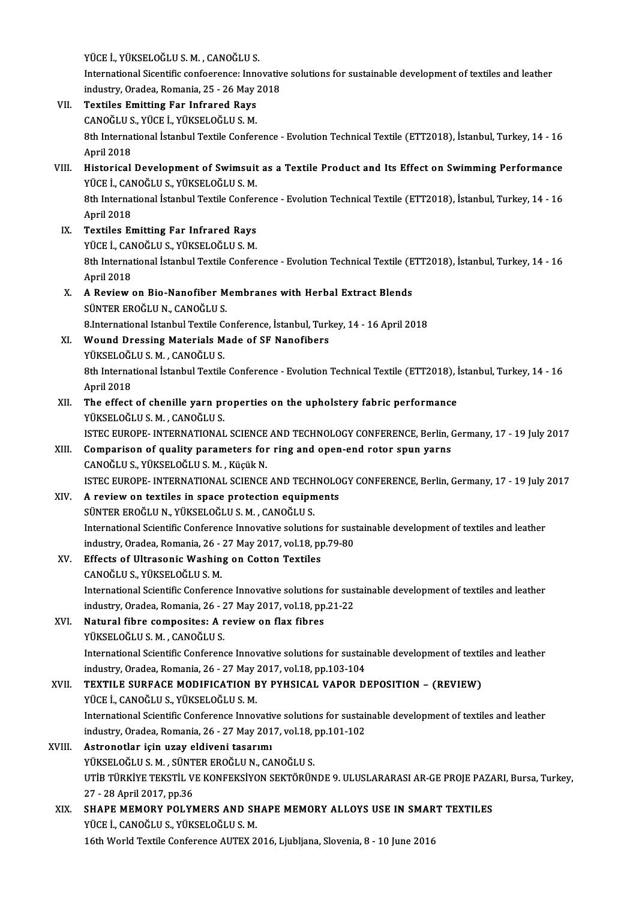YÜCE İ., YÜKSELOĞLU S. M. , CANOĞLU S.
International Sicentific confoerence: Innovative solutions for sustainable development of textiles and leather industry, Oradea, Romania, 25 - 26 May 2018

VII. **Textiles Emitting Far Infrared Rays**
CANOĞLU S., YÜCE İ., YÜKSELOĞLU S. M.
8th International İstanbul Textile Conference - Evolution Technical Textile (ETT2018), İstanbul, Turkey, 14 - 16 April 2018

VIII. **Historical Development of Swimsuit as a Textile Product and Its Effect on Swimming Performance**
YÜCE İ., CANOĞLU S., YÜKSELOĞLU S. M.
8th International İstanbul Textile Conference - Evolution Technical Textile (ETT2018), İstanbul, Turkey, 14 - 16 April 2018

IX. **Textiles Emitting Far Infrared Rays**
YÜCE İ., CANOĞLU S., YÜKSELOĞLU S. M.
8th International İstanbul Textile Conference - Evolution Technical Textile (ETT2018), İstanbul, Turkey, 14 - 16 April 2018

X. **A Review on Bio-Nanofiber Membranes with Herbal Extract Blends**
SÜNTER EROĞLU N., CANOĞLU S.
8.International Istanbul Textile Conference, İstanbul, Turkey, 14 - 16 April 2018

XI. **Wound Dressing Materials Made of SF Nanofibers**
YÜKSELOĞLU S. M. , CANOĞLU S.
8th International İstanbul Textile Conference - Evolution Technical Textile (ETT2018), İstanbul, Turkey, 14 - 16 April 2018

XII. **The effect of chenille yarn properties on the upholstery fabric performance**
YÜKSELOĞLU S. M. , CANOĞLU S.
ISTEC EUROPE- INTERNATIONAL SCIENCE AND TECHNOLOGY CONFERENCE, Berlin, Germany, 17 - 19 July 2017

XIII. **Comparison of quality parameters for ring and open-end rotor spun yarns**
CANOĞLU S., YÜKSELOĞLU S. M. , Küçük N.
ISTEC EUROPE- INTERNATIONAL SCIENCE AND TECHNOLOGY CONFERENCE, Berlin, Germany, 17 - 19 July 2017

XIV. **A review on textiles in space protection equipments**
SÜNTER EROĞLU N., YÜKSELOĞLU S. M. , CANOĞLU S.
International Scientific Conference Innovative solutions for sustainable development of textiles and leather industry, Oradea, Romania, 26 - 27 May 2017, vol.18, pp.79-80

XV. **Effects of Ultrasonic Washing on Cotton Textiles**
CANOĞLU S., YÜKSELOĞLU S. M.
International Scientific Conference Innovative solutions for sustainable development of textiles and leather industry, Oradea, Romania, 26 - 27 May 2017, vol.18, pp.21-22

XVI. **Natural fibre composites: A review on flax fibres**
YÜKSELOĞLU S. M. , CANOĞLU S.
International Scientific Conference Innovative solutions for sustainable development of textiles and leather industry, Oradea, Romania, 26 - 27 May 2017, vol.18, pp.103-104

XVII. **TEXTILE SURFACE MODIFICATION BY PYHSICAL VAPOR DEPOSITION – (REVIEW)**
YÜCE İ., CANOĞLU S., YÜKSELOĞLU S. M.
International Scientific Conference Innovative solutions for sustainable development of textiles and leather industry, Oradea, Romania, 26 - 27 May 2017, vol.18, pp.101-102

XVIII. **Astronotlar için uzay eldiveni tasarımı**
YÜKSELOĞLU S. M. , SÜNTER EROĞLU N., CANOĞLU S.
UTİB TÜRKİYE TEKSTİL VE KONFEKSİYON SEKTÖRÜNDE 9. ULUSLARARASI AR-GE PROJE PAZARI, Bursa, Turkey, 27 - 28 April 2017, pp.36

XIX. **SHAPE MEMORY POLYMERS AND SHAPE MEMORY ALLOYS USE IN SMART TEXTILES**
YÜCE İ., CANOĞLU S., YÜKSELOĞLU S. M.
16th World Textile Conference AUTEX 2016, Ljubljana, Slovenia, 8 - 10 June 2016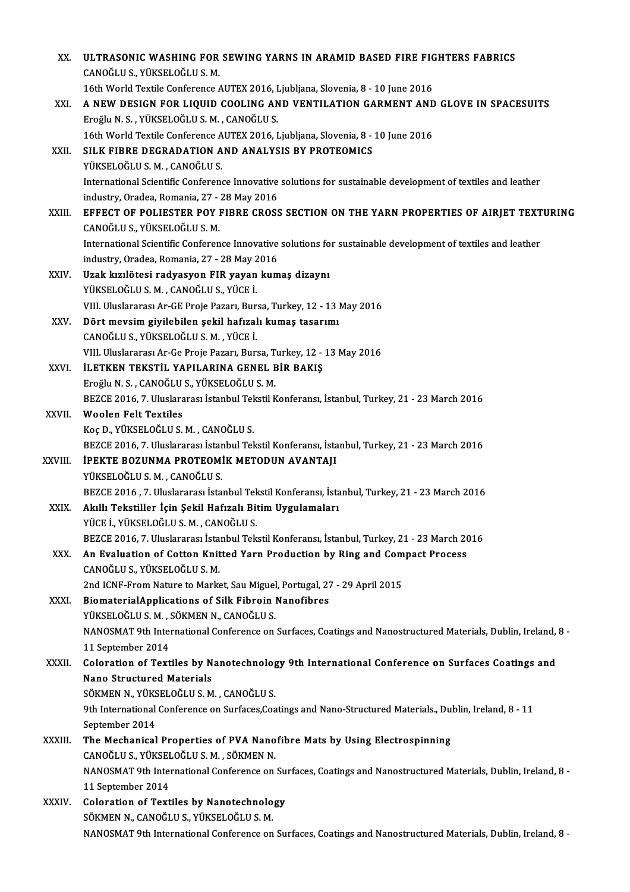XX. **ULTRASONIC WASHING FOR SEWING YARNS IN ARAMID BASED FIRE FIGHTERS FABRICS**
CANOĞLU S., YÜKSELOĞLU S. M.
16th World Textile Conference AUTEX 2016, Ljubljana, Slovenia, 8 - 10 June 2016

XXI. **A NEW DESIGN FOR LIQUID COOLING AND VENTILATION GARMENT AND GLOVE IN SPACESUITS**
Eroğlu N. S. , YÜKSELOĞLU S. M. , CANOĞLU S.
16th World Textile Conference AUTEX 2016, Ljubljana, Slovenia, 8 - 10 June 2016

XXII. **SILK FIBRE DEGRADATION AND ANALYSIS BY PROTEOMICS**
YÜKSELOĞLU S. M. , CANOĞLU S.
International Scientific Conference Innovative solutions for sustainable development of textiles and leather industry, Oradea, Romania, 27 - 28 May 2016

XXIII. **EFFECT OF POLIESTER POY FIBRE CROSS SECTION ON THE YARN PROPERTIES OF AIRJET TEXTURING**
CANOĞLU S., YÜKSELOĞLU S. M.
International Scientific Conference Innovative solutions for sustainable development of textiles and leather industry, Oradea, Romania, 27 - 28 May 2016

XXIV. **Uzak kızılötesi radyasyon FIR yayan kumaş dizaynı**
YÜKSELOĞLU S. M. , CANOĞLU S., YÜCE İ.
VIII. Uluslararası Ar-GE Proje Pazarı, Bursa, Turkey, 12 - 13 May 2016

XXV. **Dört mevsim giyilebilen şekil hafızalı kumaş tasarımı**
CANOĞLU S., YÜKSELOĞLU S. M. , YÜCE İ.
VIII. Uluslararası Ar-Ge Proje Pazarı, Bursa, Turkey, 12 - 13 May 2016

XXVI. **İLETKEN TEKSTİL YAPILARINA GENEL BİR BAKIŞ**
Eroğlu N. S. , CANOĞLU S., YÜKSELOĞLU S. M.
BEZCE 2016, 7. Uluslararası İstanbul Tekstil Konferansı, İstanbul, Turkey, 21 - 23 March 2016

XXVII. **Woolen Felt Textiles**
Koç D., YÜKSELOĞLU S. M. , CANOĞLU S.
BEZCE 2016, 7. Uluslararası İstanbul Tekstil Konferansı, İstanbul, Turkey, 21 - 23 March 2016

XXVIII. **İPEKTE BOZUNMA PROTEOMİK METODUN AVANTAJI**
YÜKSELOĞLU S. M. , CANOĞLU S.
BEZCE 2016 , 7. Uluslararası İstanbul Tekstil Konferansı, İstanbul, Turkey, 21 - 23 March 2016

XXIX. **Akıllı Tekstiller İçin Şekil Hafızalı Bitim Uygulamaları**
YÜCE İ., YÜKSELOĞLU S. M. , CANOĞLU S.
BEZCE 2016, 7. Uluslararası İstanbul Tekstil Konferansı, İstanbul, Turkey, 21 - 23 March 2016

XXX. **An Evaluation of Cotton Knitted Yarn Production by Ring and Compact Process**
CANOĞLU S., YÜKSELOĞLU S. M.
2nd ICNF-From Nature to Market, Sau Miguel, Portugal, 27 - 29 April 2015

XXXI. **BiomaterialApplications of Silk Fibroin Nanofibres**
YÜKSELOĞLU S. M. , SÖKMEN N., CANOĞLU S.
NANOSMAT 9th International Conference on Surfaces, Coatings and Nanostructured Materials, Dublin, Ireland, 8 - 11 September 2014

XXXII. **Coloration of Textiles by Nanotechnology 9th International Conference on Surfaces Coatings and Nano Structured Materials**
SÖKMEN N., YÜKSELOĞLU S. M. , CANOĞLU S.
9th International Conference on Surfaces,Coatings and Nano-Structured Materials., Dublin, Ireland, 8 - 11 September 2014

XXXIII. **The Mechanical Properties of PVA Nanofibre Mats by Using Electrospinning**
CANOĞLU S., YÜKSELOĞLU S. M. , SÖKMEN N.
NANOSMAT 9th International Conference on Surfaces, Coatings and Nanostructured Materials, Dublin, Ireland, 8 - 11 September 2014

XXXIV. **Coloration of Textiles by Nanotechnology**
SÖKMEN N., CANOĞLU S., YÜKSELOĞLU S. M.
NANOSMAT 9th International Conference on Surfaces, Coatings and Nanostructured Materials, Dublin, Ireland, 8 -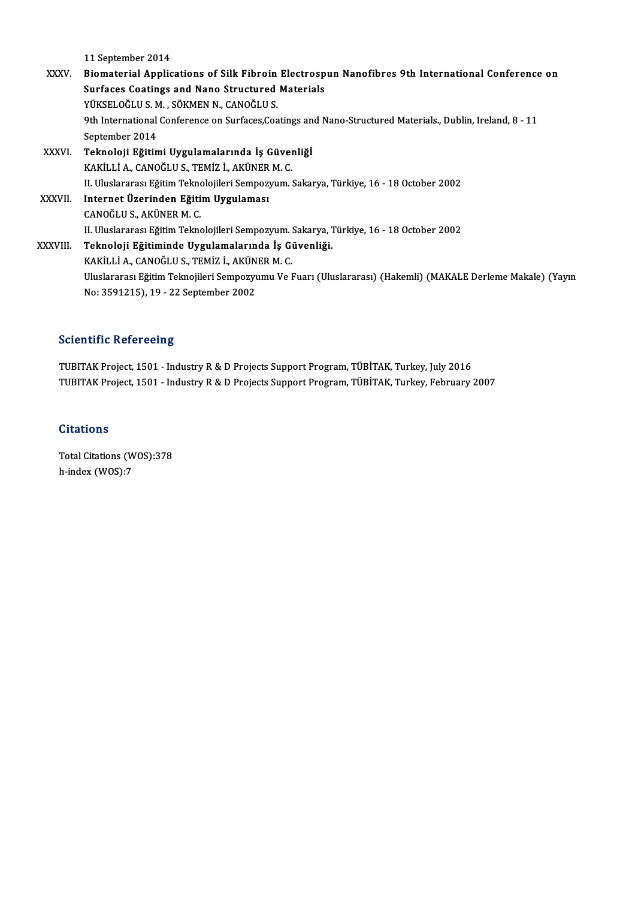11 September 2014

XXXV. **Biomaterial Applications of Silk Fibroin Electrospun Nanofibres 9th International Conference on Surfaces Coatings and Nano Structured Materials**
YÜKSELOĞLU S. M. , SÖKMEN N., CANOĞLU S.
9th International Conference on Surfaces,Coatings and Nano-Structured Materials., Dublin, Ireland, 8 - 11 September 2014

XXXVI. **Teknoloji Eğitimi Uygulamalarında İş Güvenliğİ**
KAKİLLİ A., CANOĞLU S., TEMİZ İ., AKÜNER M. C.
II. Uluslararası Eğitim Teknolojileri Sempozyum. Sakarya, Türkiye, 16 - 18 October 2002

XXXVII. **Internet Üzerinden Eğitim Uygulaması**
CANOĞLU S., AKÜNER M. C.
II. Uluslararası Eğitim Teknolojileri Sempozyum. Sakarya, Türkiye, 16 - 18 October 2002

XXXVIII. **Teknoloji Eğitiminde Uygulamalarında İş Güvenliği.**
KAKİLLİ A., CANOĞLU S., TEMİZ İ., AKÜNER M. C.
Uluslararası Eğitim Teknojileri Sempozyumu Ve Fuarı (Uluslararası) (Hakemli) (MAKALE Derleme Makale) (Yayın No: 3591215), 19 - 22 September 2002

## Scientific Refereeing

TUBITAK Project, 1501 - Industry R & D Projects Support Program, TÜBİTAK, Turkey, July 2016
TUBITAK Project, 1501 - Industry R & D Projects Support Program, TÜBİTAK, Turkey, February 2007

## Citations

Total Citations (WOS):378
h-index (WOS):7